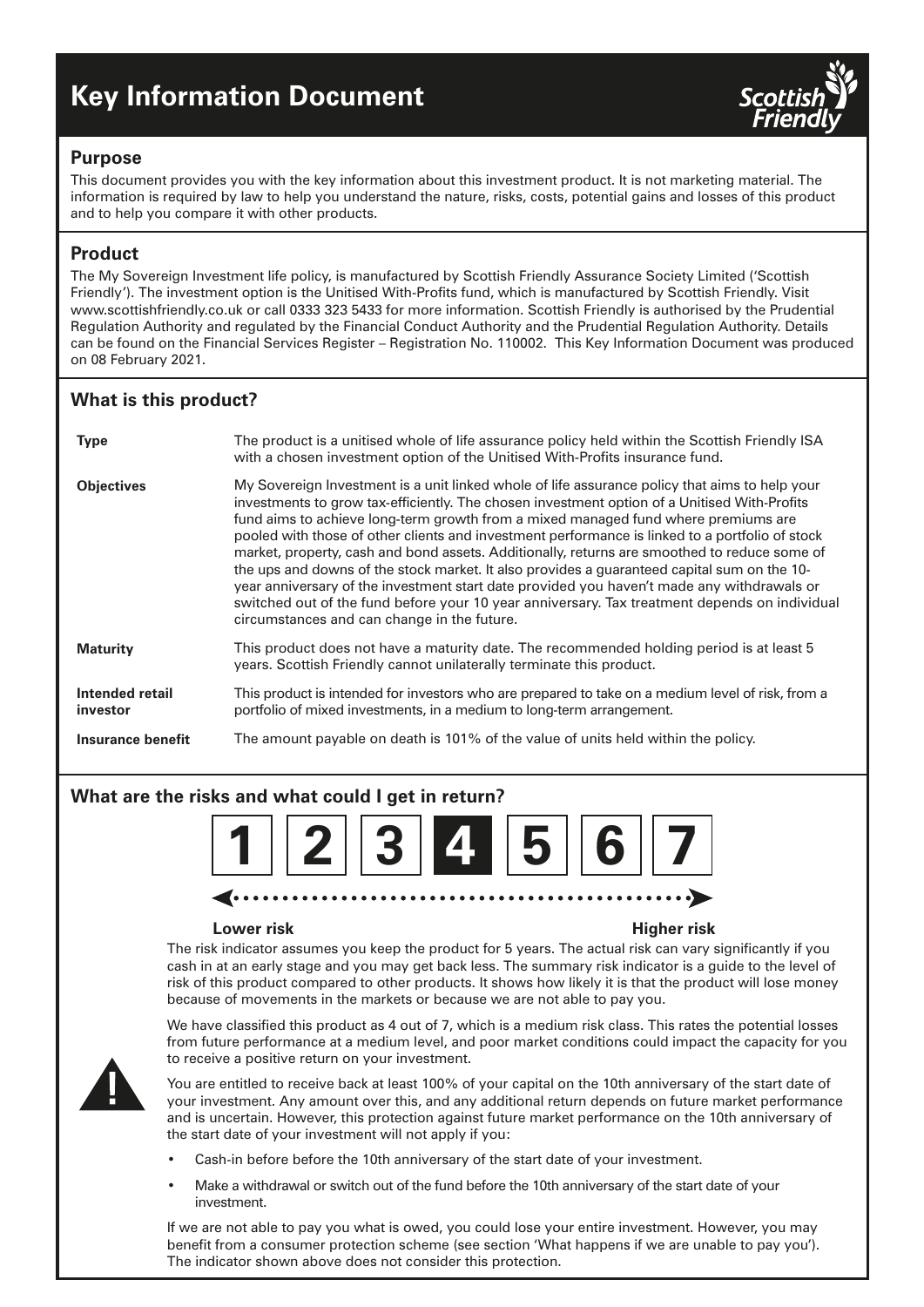# Key Information Document

## Purpose

This document provides you with the key information about this investment product. It is not marketing material. The information is required by law to help you understand the nature, risks, costs, potential gains and losses of this product and to help you compare it with other products.

## Product

The My Sovereign Investment life policy, is manufactured by Scottish Friendly Assurance Society Limited ('Scottish Friendly'). The investment option is the Unitised With-Profits fund, which is manufactured by Scottish Friendly. Visit www.scottishfriendly.co.uk or call 0333 323 5433 for more information. Scottish Friendly is authorised by the Prudential Regulation Authority and regulated by the Financial Conduct Authority and the Prudential Regulation Authority. Details can be found on the Financial Services Register – Registration No. 110002. This Key Information Document was produced on 08 February 2021.

## What is this product?

| | |
|---|---|
| **Type** | The product is a unitised whole of life assurance policy held within the Scottish Friendly ISA with a chosen investment option of the Unitised With-Profits insurance fund. |
| **Objectives** | My Sovereign Investment is a unit linked whole of life assurance policy that aims to help your investments to grow tax-efficiently. The chosen investment option of a Unitised With-Profits fund aims to achieve long-term growth from a mixed managed fund where premiums are pooled with those of other clients and investment performance is linked to a portfolio of stock market, property, cash and bond assets. Additionally, returns are smoothed to reduce some of the ups and downs of the stock market. It also provides a guaranteed capital sum on the 10-year anniversary of the investment start date provided you haven't made any withdrawals or switched out of the fund before your 10 year anniversary. Tax treatment depends on individual circumstances and can change in the future. |
| **Maturity** | This product does not have a maturity date. The recommended holding period is at least 5 years. Scottish Friendly cannot unilaterally terminate this product. |
| **Intended retail investor** | This product is intended for investors who are prepared to take on a medium level of risk, from a portfolio of mixed investments, in a medium to long-term arrangement. |
| **Insurance benefit** | The amount payable on death is 101% of the value of units held within the policy. |

## What are the risks and what could I get in return?

| 1 | 2 | 3 | **4** | 5 | 6 | 7 |
|---|---|---|---|---|---|---|

**Lower risk** ... **Higher risk**

The risk indicator assumes you keep the product for 5 years. The actual risk can vary significantly if you cash in at an early stage and you may get back less. The summary risk indicator is a guide to the level of risk of this product compared to other products. It shows how likely it is that the product will lose money because of movements in the markets or because we are not able to pay you.

We have classified this product as 4 out of 7, which is a medium risk class. This rates the potential losses from future performance at a medium level, and poor market conditions could impact the capacity for you to receive a positive return on your investment.

You are entitled to receive back at least 100% of your capital on the 10th anniversary of the start date of your investment. Any amount over this, and any additional return depends on future market performance and is uncertain. However, this protection against future market performance on the 10th anniversary of the start date of your investment will not apply if you:

- Cash-in before before the 10th anniversary of the start date of your investment.
- Make a withdrawal or switch out of the fund before the 10th anniversary of the start date of your investment.

If we are not able to pay you what is owed, you could lose your entire investment. However, you may benefit from a consumer protection scheme (see section 'What happens if we are unable to pay you'). The indicator shown above does not consider this protection.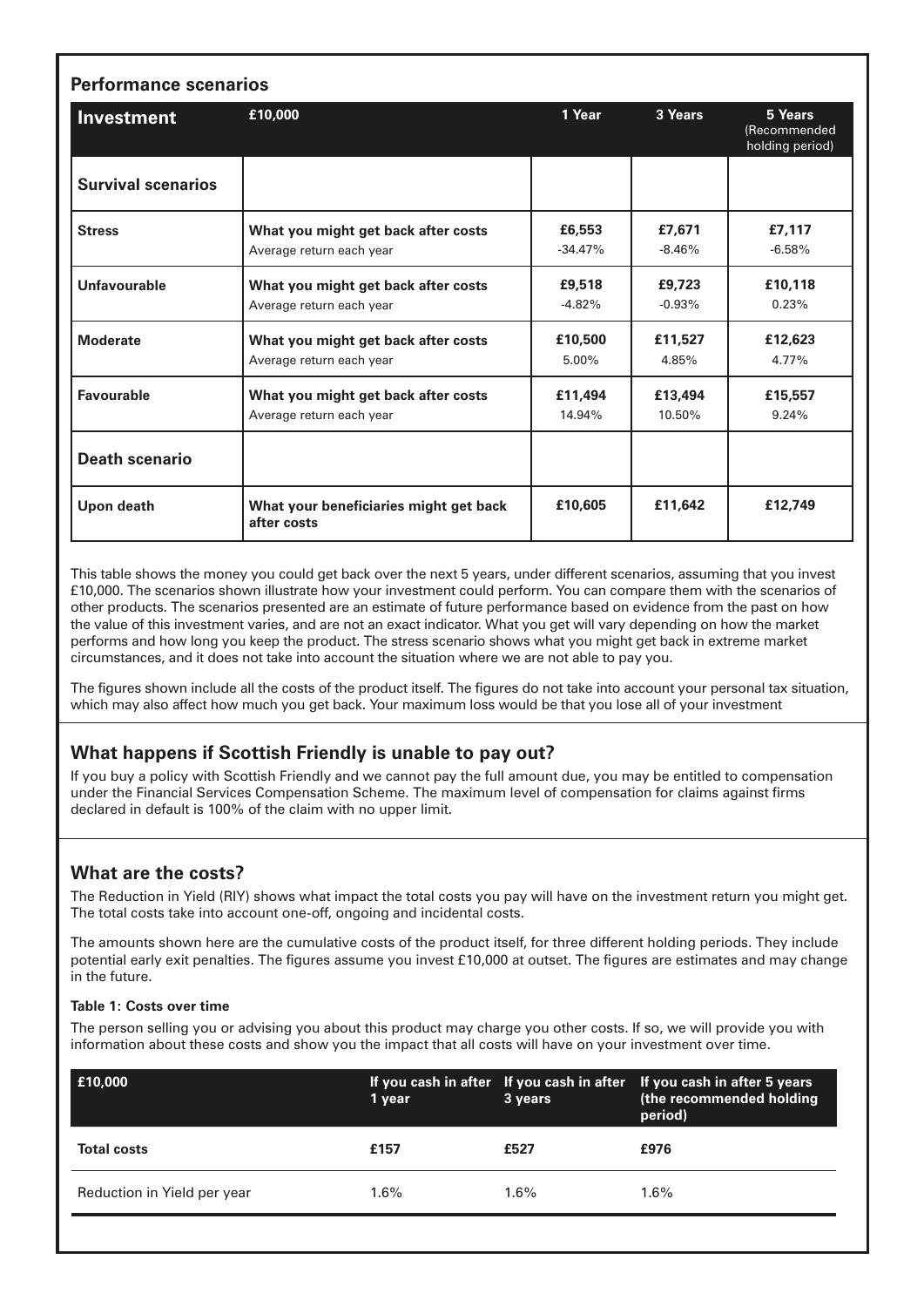## Performance scenarios

| Investment | £10,000 | 1 Year | 3 Years | 5 Years (Recommended holding period) |
|---|---|---|---|---|
| **Survival scenarios** | | | | |
| **Stress** | **What you might get back after costs** | **£6,553** | **£7,671** | **£7,117** |
| | Average return each year | -34.47% | -8.46% | -6.58% |
| **Unfavourable** | **What you might get back after costs** | **£9,518** | **£9,723** | **£10,118** |
| | Average return each year | -4.82% | -0.93% | 0.23% |
| **Moderate** | **What you might get back after costs** | **£10,500** | **£11,527** | **£12,623** |
| | Average return each year | 5.00% | 4.85% | 4.77% |
| **Favourable** | **What you might get back after costs** | **£11,494** | **£13,494** | **£15,557** |
| | Average return each year | 14.94% | 10.50% | 9.24% |
| **Death scenario** | | | | |
| **Upon death** | **What your beneficiaries might get back after costs** | **£10,605** | **£11,642** | **£12,749** |

This table shows the money you could get back over the next 5 years, under different scenarios, assuming that you invest £10,000. The scenarios shown illustrate how your investment could perform. You can compare them with the scenarios of other products. The scenarios presented are an estimate of future performance based on evidence from the past on how the value of this investment varies, and are not an exact indicator. What you get will vary depending on how the market performs and how long you keep the product. The stress scenario shows what you might get back in extreme market circumstances, and it does not take into account the situation where we are not able to pay you.

The figures shown include all the costs of the product itself. The figures do not take into account your personal tax situation, which may also affect how much you get back. Your maximum loss would be that you lose all of your investment

## What happens if Scottish Friendly is unable to pay out?

If you buy a policy with Scottish Friendly and we cannot pay the full amount due, you may be entitled to compensation under the Financial Services Compensation Scheme. The maximum level of compensation for claims against firms declared in default is 100% of the claim with no upper limit.

## What are the costs?

The Reduction in Yield (RIY) shows what impact the total costs you pay will have on the investment return you might get. The total costs take into account one-off, ongoing and incidental costs.

The amounts shown here are the cumulative costs of the product itself, for three different holding periods. They include potential early exit penalties. The figures assume you invest £10,000 at outset. The figures are estimates and may change in the future.

#### Table 1: Costs over time

The person selling you or advising you about this product may charge you other costs. If so, we will provide you with information about these costs and show you the impact that all costs will have on your investment over time.

| £10,000 | If you cash in after 1 year | If you cash in after 3 years | If you cash in after 5 years (the recommended holding period) |
|---|---|---|---|
| **Total costs** | **£157** | **£527** | **£976** |
| Reduction in Yield per year | 1.6% | 1.6% | 1.6% |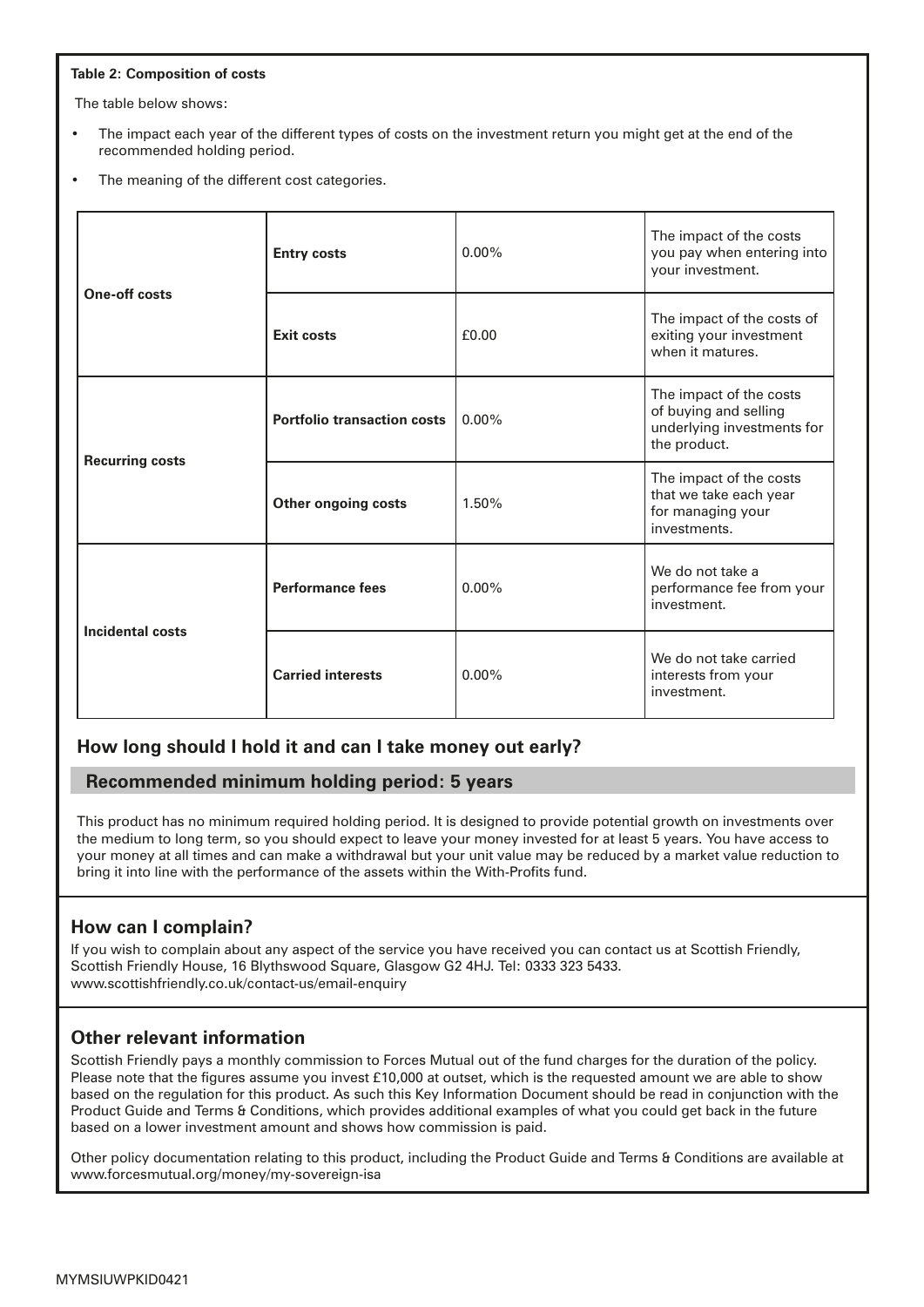**Table 2: Composition of costs**

The table below shows:

- The impact each year of the different types of costs on the investment return you might get at the end of the recommended holding period.
- The meaning of the different cost categories.

| | | | |
|---|---|---|---|
| **One-off costs** | **Entry costs** | 0.00% | The impact of the costs you pay when entering into your investment. |
| | **Exit costs** | £0.00 | The impact of the costs of exiting your investment when it matures. |
| **Recurring costs** | **Portfolio transaction costs** | 0.00% | The impact of the costs of buying and selling underlying investments for the product. |
| | **Other ongoing costs** | 1.50% | The impact of the costs that we take each year for managing your investments. |
| **Incidental costs** | **Performance fees** | 0.00% | We do not take a performance fee from your investment. |
| | **Carried interests** | 0.00% | We do not take carried interests from your investment. |

## How long should I hold it and can I take money out early?

### Recommended minimum holding period: 5 years

This product has no minimum required holding period. It is designed to provide potential growth on investments over the medium to long term, so you should expect to leave your money invested for at least 5 years. You have access to your money at all times and can make a withdrawal but your unit value may be reduced by a market value reduction to bring it into line with the performance of the assets within the With-Profits fund.

## How can I complain?

If you wish to complain about any aspect of the service you have received you can contact us at Scottish Friendly, Scottish Friendly House, 16 Blythswood Square, Glasgow G2 4HJ. Tel: 0333 323 5433.
www.scottishfriendly.co.uk/contact-us/email-enquiry

## Other relevant information

Scottish Friendly pays a monthly commission to Forces Mutual out of the fund charges for the duration of the policy. Please note that the figures assume you invest £10,000 at outset, which is the requested amount we are able to show based on the regulation for this product. As such this Key Information Document should be read in conjunction with the Product Guide and Terms & Conditions, which provides additional examples of what you could get back in the future based on a lower investment amount and shows how commission is paid.

Other policy documentation relating to this product, including the Product Guide and Terms & Conditions are available at www.forcesmutual.org/money/my-sovereign-isa

MYMSIUWPKID0421